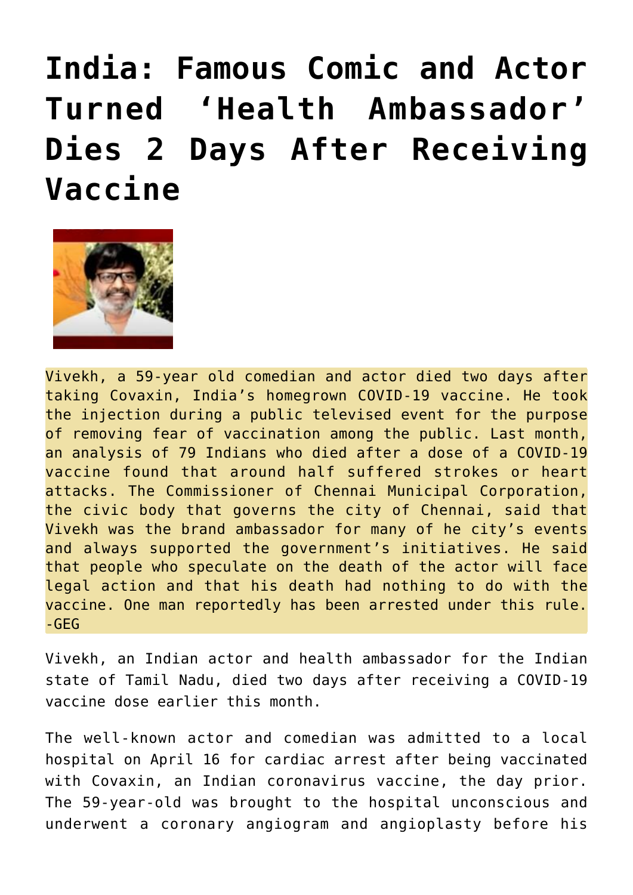# India: Famous Comic and Actor Turned 'Health Ambassador' Dies 2 Days After Receiving Vaccine

Vivekh, a 59-year old comedian and actor died two days after taking Covaxin, India's homegrown COVID-19 vaccine. He took the injection during a public televised event for the purpose of removing fear of vaccination among the public. Last month, an analysis of 79 Indians who died after a dose of a COVID-19 vaccine found that around half suffered strokes or heart attacks. The Commissioner of Chennai Municipal Corporation, the civic body that governs the city of Chennai, said that Vivekh was the brand ambassador for many of he city's events and always supported the government's initiatives. He said that people who speculate on the death of the actor will face legal action and that his death had nothing to do with the vaccine. One man reportedly has been arrested under this rule. -GEG

Vivekh, an Indian actor and health ambassador for the Indian state of Tamil Nadu, died two days after receiving a COVID-19 vaccine dose earlier this month.

The well-known actor and comedian was admitted to a local hospital on April 16 for cardiac arrest after being vaccinated with Covaxin, an Indian coronavirus vaccine, the day prior. The 59-year-old was brought to the hospital unconscious and underwent a coronary angiogram and angioplasty before his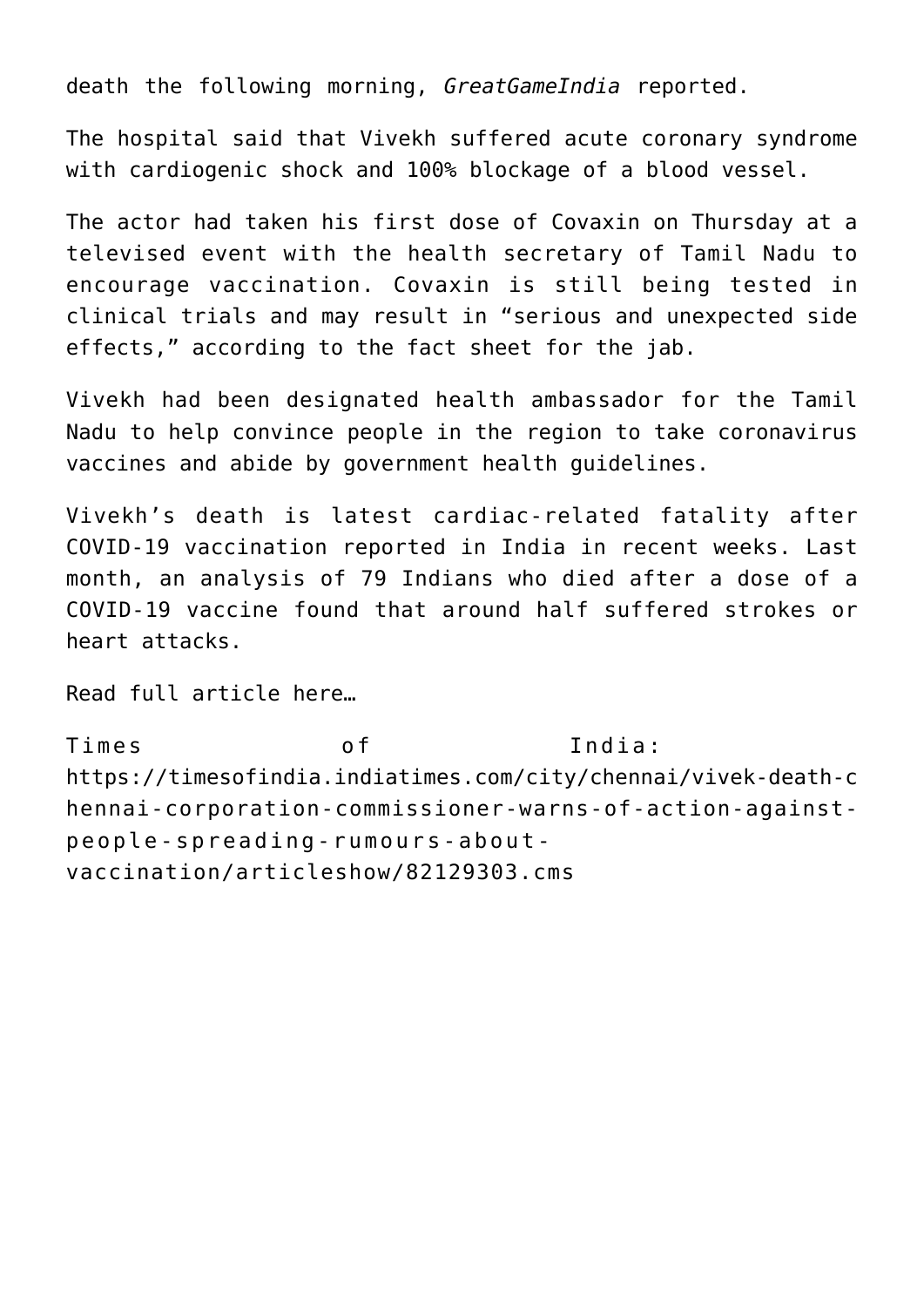death the following morning, *GreatGameIndia* reported.

The hospital said that Vivekh suffered acute coronary syndrome with cardiogenic shock and 100% blockage of a blood vessel.

The actor had taken his first dose of Covaxin on Thursday at a televised event with the health secretary of Tamil Nadu to encourage vaccination. Covaxin is still being tested in clinical trials and may result in "serious and unexpected side effects," according to the fact sheet for the jab.

Vivekh had been designated health ambassador for the Tamil Nadu to help convince people in the region to take coronavirus vaccines and abide by government health guidelines.

Vivekh's death is latest cardiac-related fatality after COVID-19 vaccination reported in India in recent weeks. Last month, an analysis of 79 Indians who died after a dose of a COVID-19 vaccine found that around half suffered strokes or heart attacks.

Read full article here…

Times of India: https://timesofindia.indiatimes.com/city/chennai/vivek-death-chennai-corporation-commissioner-warns-of-action-against-people-spreading-rumours-about-vaccination/articleshow/82129303.cms